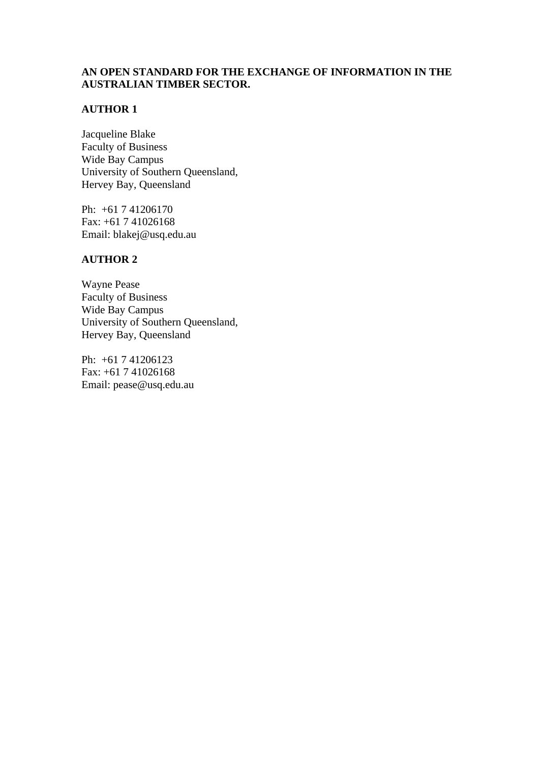# AN OPEN STANDARD FOR THE EXCHANGE OF INFORMATION IN THE AUSTRALIAN TIMBER SECTOR.

## AUTHOR 1

Jacqueline Blake
Faculty of Business
Wide Bay Campus
University of Southern Queensland,
Hervey Bay, Queensland

Ph: +61 7 41206170
Fax: +61 7 41026168
Email: blakej@usq.edu.au

## AUTHOR 2

Wayne Pease
Faculty of Business
Wide Bay Campus
University of Southern Queensland,
Hervey Bay, Queensland

Ph: +61 7 41206123
Fax: +61 7 41026168
Email: pease@usq.edu.au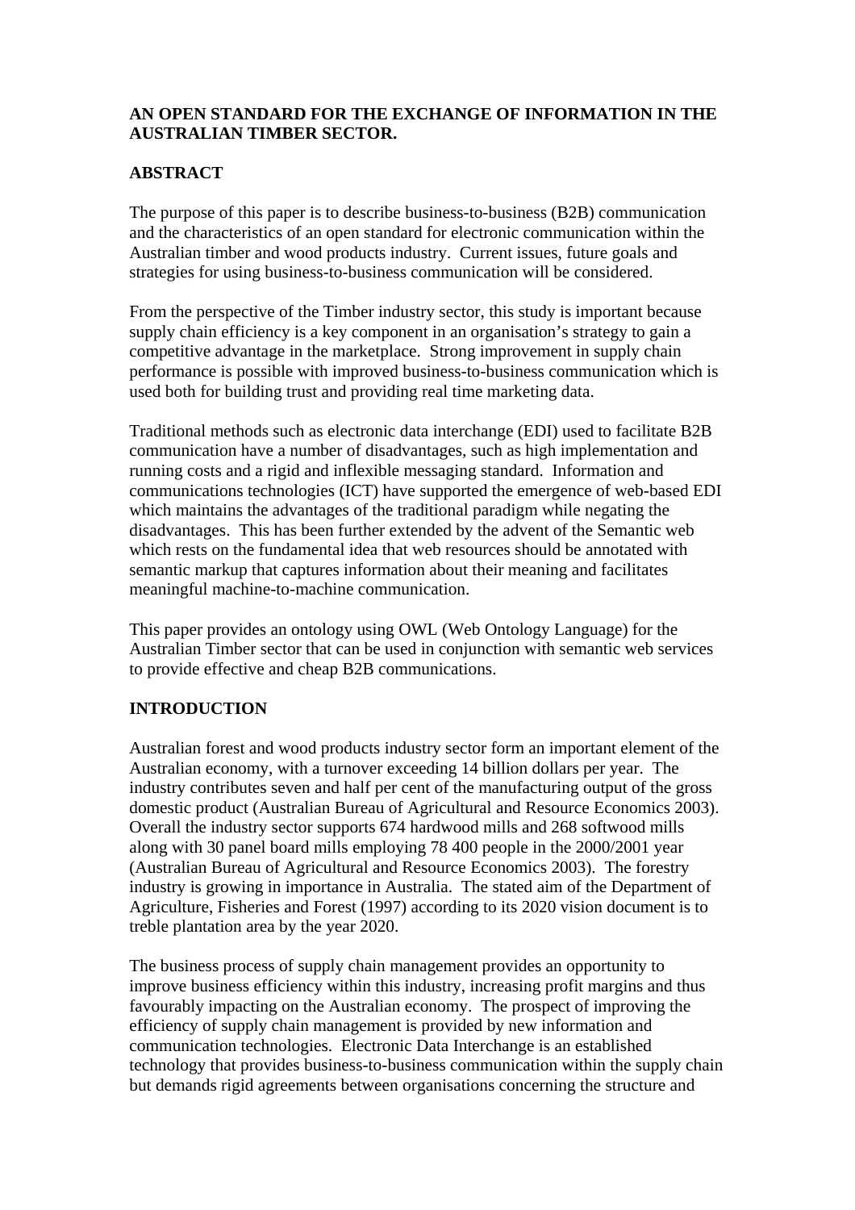**AN OPEN STANDARD FOR THE EXCHANGE OF INFORMATION IN THE AUSTRALIAN TIMBER SECTOR.**

## ABSTRACT

The purpose of this paper is to describe business-to-business (B2B) communication and the characteristics of an open standard for electronic communication within the Australian timber and wood products industry. Current issues, future goals and strategies for using business-to-business communication will be considered.

From the perspective of the Timber industry sector, this study is important because supply chain efficiency is a key component in an organisation's strategy to gain a competitive advantage in the marketplace. Strong improvement in supply chain performance is possible with improved business-to-business communication which is used both for building trust and providing real time marketing data.

Traditional methods such as electronic data interchange (EDI) used to facilitate B2B communication have a number of disadvantages, such as high implementation and running costs and a rigid and inflexible messaging standard. Information and communications technologies (ICT) have supported the emergence of web-based EDI which maintains the advantages of the traditional paradigm while negating the disadvantages. This has been further extended by the advent of the Semantic web which rests on the fundamental idea that web resources should be annotated with semantic markup that captures information about their meaning and facilitates meaningful machine-to-machine communication.

This paper provides an ontology using OWL (Web Ontology Language) for the Australian Timber sector that can be used in conjunction with semantic web services to provide effective and cheap B2B communications.

## INTRODUCTION

Australian forest and wood products industry sector form an important element of the Australian economy, with a turnover exceeding 14 billion dollars per year. The industry contributes seven and half per cent of the manufacturing output of the gross domestic product (Australian Bureau of Agricultural and Resource Economics 2003). Overall the industry sector supports 674 hardwood mills and 268 softwood mills along with 30 panel board mills employing 78 400 people in the 2000/2001 year (Australian Bureau of Agricultural and Resource Economics 2003). The forestry industry is growing in importance in Australia. The stated aim of the Department of Agriculture, Fisheries and Forest (1997) according to its 2020 vision document is to treble plantation area by the year 2020.

The business process of supply chain management provides an opportunity to improve business efficiency within this industry, increasing profit margins and thus favourably impacting on the Australian economy. The prospect of improving the efficiency of supply chain management is provided by new information and communication technologies. Electronic Data Interchange is an established technology that provides business-to-business communication within the supply chain but demands rigid agreements between organisations concerning the structure and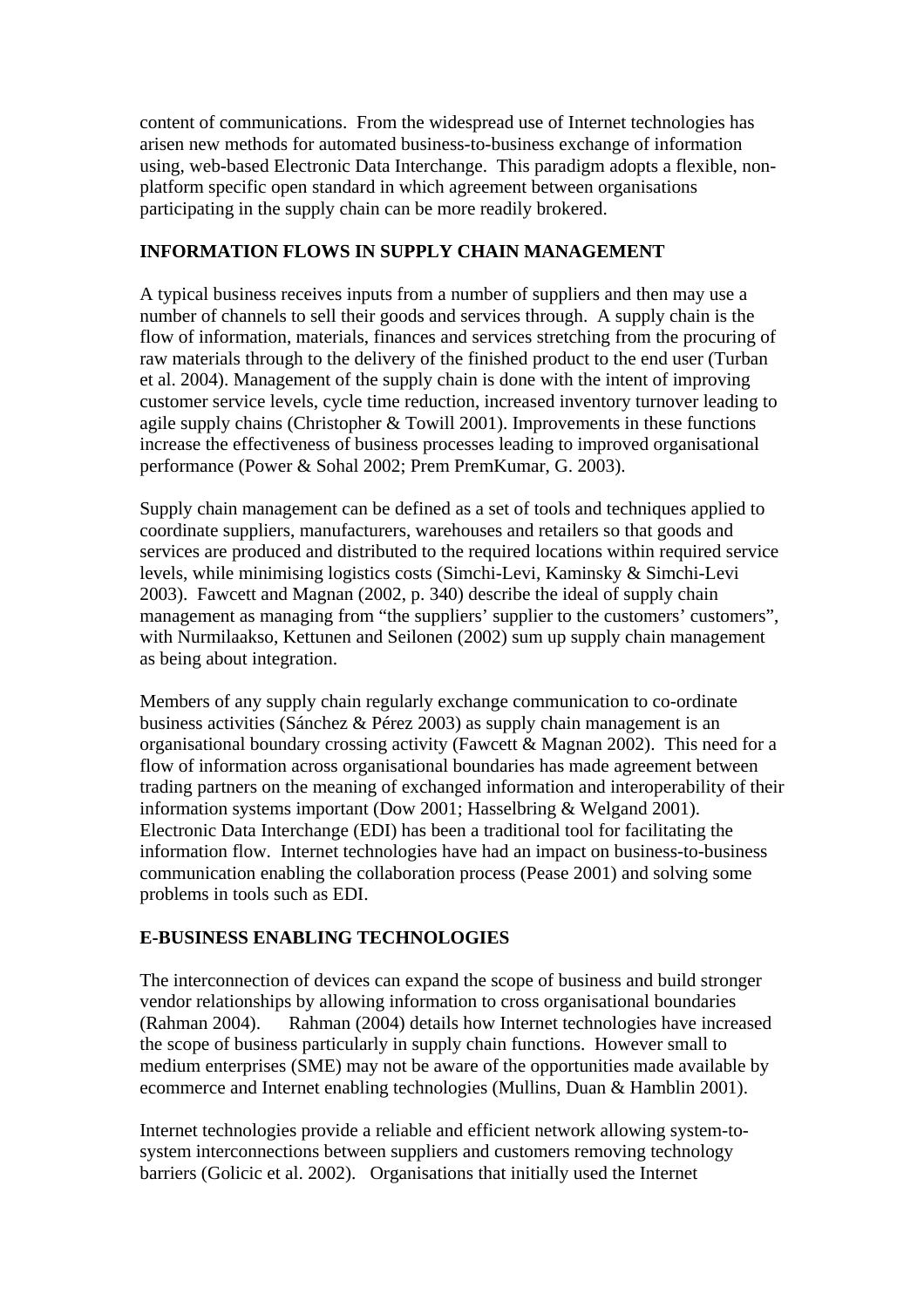content of communications. From the widespread use of Internet technologies has arisen new methods for automated business-to-business exchange of information using, web-based Electronic Data Interchange. This paradigm adopts a flexible, non-platform specific open standard in which agreement between organisations participating in the supply chain can be more readily brokered.

## INFORMATION FLOWS IN SUPPLY CHAIN MANAGEMENT

A typical business receives inputs from a number of suppliers and then may use a number of channels to sell their goods and services through. A supply chain is the flow of information, materials, finances and services stretching from the procuring of raw materials through to the delivery of the finished product to the end user (Turban et al. 2004). Management of the supply chain is done with the intent of improving customer service levels, cycle time reduction, increased inventory turnover leading to agile supply chains (Christopher & Towill 2001). Improvements in these functions increase the effectiveness of business processes leading to improved organisational performance (Power & Sohal 2002; Prem PremKumar, G. 2003).

Supply chain management can be defined as a set of tools and techniques applied to coordinate suppliers, manufacturers, warehouses and retailers so that goods and services are produced and distributed to the required locations within required service levels, while minimising logistics costs (Simchi-Levi, Kaminsky & Simchi-Levi 2003). Fawcett and Magnan (2002, p. 340) describe the ideal of supply chain management as managing from "the suppliers' supplier to the customers' customers", with Nurmilaakso, Kettunen and Seilonen (2002) sum up supply chain management as being about integration.

Members of any supply chain regularly exchange communication to co-ordinate business activities (Sánchez & Pérez 2003) as supply chain management is an organisational boundary crossing activity (Fawcett & Magnan 2002). This need for a flow of information across organisational boundaries has made agreement between trading partners on the meaning of exchanged information and interoperability of their information systems important (Dow 2001; Hasselbring & Welgand 2001). Electronic Data Interchange (EDI) has been a traditional tool for facilitating the information flow. Internet technologies have had an impact on business-to-business communication enabling the collaboration process (Pease 2001) and solving some problems in tools such as EDI.

## E-BUSINESS ENABLING TECHNOLOGIES

The interconnection of devices can expand the scope of business and build stronger vendor relationships by allowing information to cross organisational boundaries (Rahman 2004). Rahman (2004) details how Internet technologies have increased the scope of business particularly in supply chain functions. However small to medium enterprises (SME) may not be aware of the opportunities made available by ecommerce and Internet enabling technologies (Mullins, Duan & Hamblin 2001).

Internet technologies provide a reliable and efficient network allowing system-to-system interconnections between suppliers and customers removing technology barriers (Golicic et al. 2002). Organisations that initially used the Internet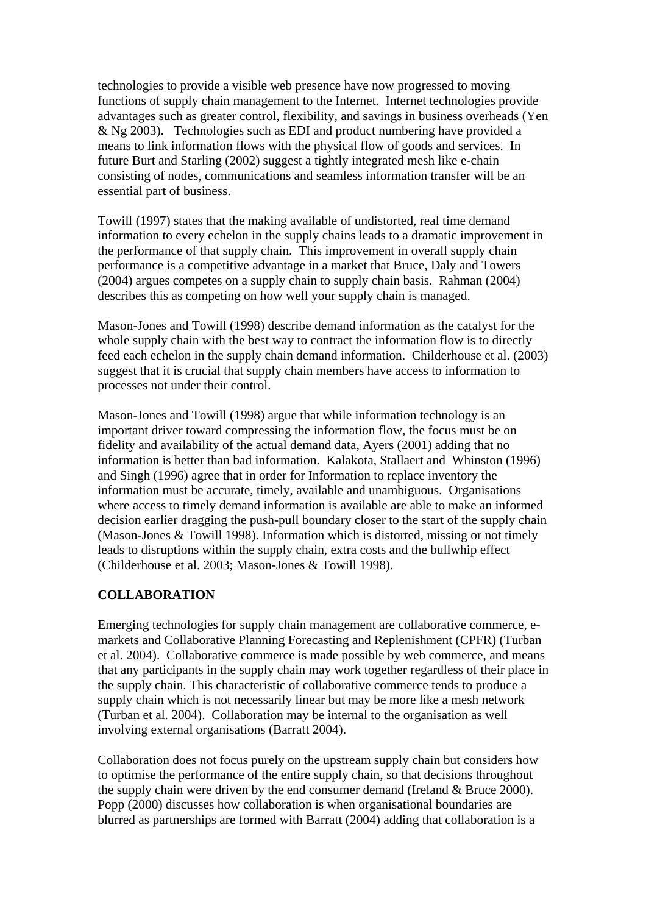technologies to provide a visible web presence have now progressed to moving functions of supply chain management to the Internet. Internet technologies provide advantages such as greater control, flexibility, and savings in business overheads (Yen & Ng 2003). Technologies such as EDI and product numbering have provided a means to link information flows with the physical flow of goods and services. In future Burt and Starling (2002) suggest a tightly integrated mesh like e-chain consisting of nodes, communications and seamless information transfer will be an essential part of business.

Towill (1997) states that the making available of undistorted, real time demand information to every echelon in the supply chains leads to a dramatic improvement in the performance of that supply chain. This improvement in overall supply chain performance is a competitive advantage in a market that Bruce, Daly and Towers (2004) argues competes on a supply chain to supply chain basis. Rahman (2004) describes this as competing on how well your supply chain is managed.

Mason-Jones and Towill (1998) describe demand information as the catalyst for the whole supply chain with the best way to contract the information flow is to directly feed each echelon in the supply chain demand information. Childerhouse et al. (2003) suggest that it is crucial that supply chain members have access to information to processes not under their control.

Mason-Jones and Towill (1998) argue that while information technology is an important driver toward compressing the information flow, the focus must be on fidelity and availability of the actual demand data, Ayers (2001) adding that no information is better than bad information. Kalakota, Stallaert and Whinston (1996) and Singh (1996) agree that in order for Information to replace inventory the information must be accurate, timely, available and unambiguous. Organisations where access to timely demand information is available are able to make an informed decision earlier dragging the push-pull boundary closer to the start of the supply chain (Mason-Jones & Towill 1998). Information which is distorted, missing or not timely leads to disruptions within the supply chain, extra costs and the bullwhip effect (Childerhouse et al. 2003; Mason-Jones & Towill 1998).

## COLLABORATION

Emerging technologies for supply chain management are collaborative commerce, e-markets and Collaborative Planning Forecasting and Replenishment (CPFR) (Turban et al. 2004). Collaborative commerce is made possible by web commerce, and means that any participants in the supply chain may work together regardless of their place in the supply chain. This characteristic of collaborative commerce tends to produce a supply chain which is not necessarily linear but may be more like a mesh network (Turban et al. 2004). Collaboration may be internal to the organisation as well involving external organisations (Barratt 2004).

Collaboration does not focus purely on the upstream supply chain but considers how to optimise the performance of the entire supply chain, so that decisions throughout the supply chain were driven by the end consumer demand (Ireland & Bruce 2000). Popp (2000) discusses how collaboration is when organisational boundaries are blurred as partnerships are formed with Barratt (2004) adding that collaboration is a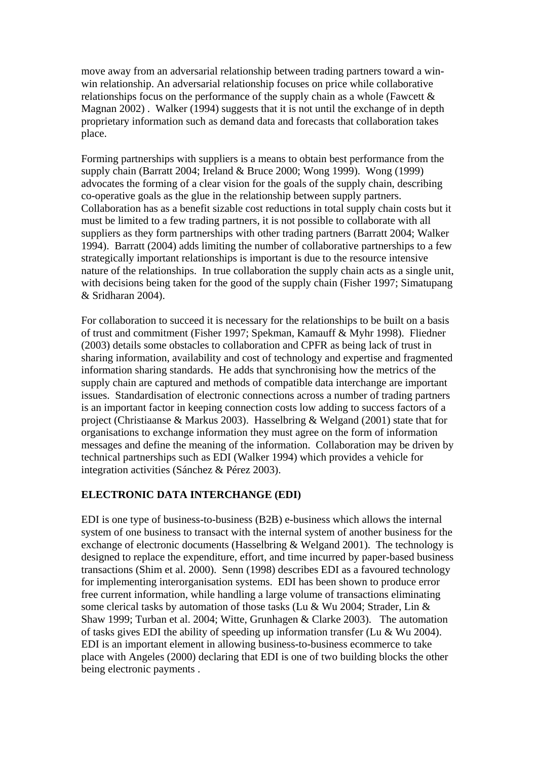move away from an adversarial relationship between trading partners toward a win-win relationship. An adversarial relationship focuses on price while collaborative relationships focus on the performance of the supply chain as a whole (Fawcett & Magnan 2002) . Walker (1994) suggests that it is not until the exchange of in depth proprietary information such as demand data and forecasts that collaboration takes place.

Forming partnerships with suppliers is a means to obtain best performance from the supply chain (Barratt 2004; Ireland & Bruce 2000; Wong 1999). Wong (1999) advocates the forming of a clear vision for the goals of the supply chain, describing co-operative goals as the glue in the relationship between supply partners. Collaboration has as a benefit sizable cost reductions in total supply chain costs but it must be limited to a few trading partners, it is not possible to collaborate with all suppliers as they form partnerships with other trading partners (Barratt 2004; Walker 1994). Barratt (2004) adds limiting the number of collaborative partnerships to a few strategically important relationships is important is due to the resource intensive nature of the relationships. In true collaboration the supply chain acts as a single unit, with decisions being taken for the good of the supply chain (Fisher 1997; Simatupang & Sridharan 2004).

For collaboration to succeed it is necessary for the relationships to be built on a basis of trust and commitment (Fisher 1997; Spekman, Kamauff & Myhr 1998). Fliedner (2003) details some obstacles to collaboration and CPFR as being lack of trust in sharing information, availability and cost of technology and expertise and fragmented information sharing standards. He adds that synchronising how the metrics of the supply chain are captured and methods of compatible data interchange are important issues. Standardisation of electronic connections across a number of trading partners is an important factor in keeping connection costs low adding to success factors of a project (Christiaanse & Markus 2003). Hasselbring & Welgand (2001) state that for organisations to exchange information they must agree on the form of information messages and define the meaning of the information. Collaboration may be driven by technical partnerships such as EDI (Walker 1994) which provides a vehicle for integration activities (Sánchez & Pérez 2003).

## ELECTRONIC DATA INTERCHANGE (EDI)

EDI is one type of business-to-business (B2B) e-business which allows the internal system of one business to transact with the internal system of another business for the exchange of electronic documents (Hasselbring & Welgand 2001). The technology is designed to replace the expenditure, effort, and time incurred by paper-based business transactions (Shim et al. 2000). Senn (1998) describes EDI as a favoured technology for implementing interorganisation systems. EDI has been shown to produce error free current information, while handling a large volume of transactions eliminating some clerical tasks by automation of those tasks (Lu & Wu 2004; Strader, Lin & Shaw 1999; Turban et al. 2004; Witte, Grunhagen & Clarke 2003). The automation of tasks gives EDI the ability of speeding up information transfer (Lu & Wu 2004). EDI is an important element in allowing business-to-business ecommerce to take place with Angeles (2000) declaring that EDI is one of two building blocks the other being electronic payments .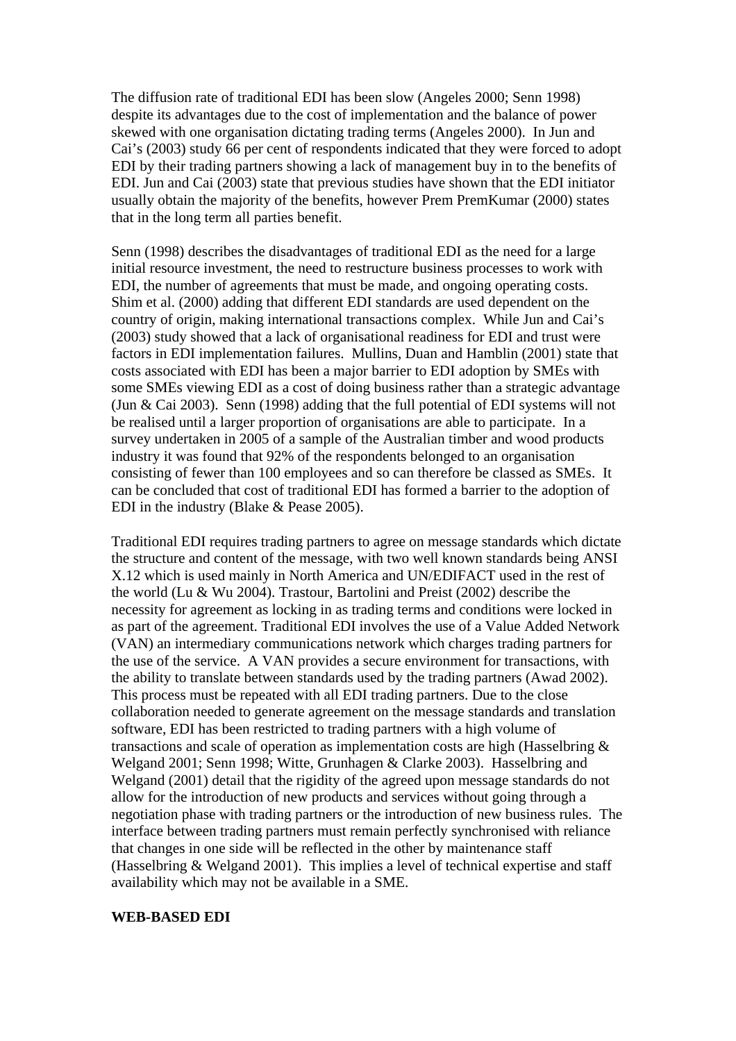The diffusion rate of traditional EDI has been slow (Angeles 2000; Senn 1998) despite its advantages due to the cost of implementation and the balance of power skewed with one organisation dictating trading terms (Angeles 2000). In Jun and Cai's (2003) study 66 per cent of respondents indicated that they were forced to adopt EDI by their trading partners showing a lack of management buy in to the benefits of EDI. Jun and Cai (2003) state that previous studies have shown that the EDI initiator usually obtain the majority of the benefits, however Prem PremKumar (2000) states that in the long term all parties benefit.

Senn (1998) describes the disadvantages of traditional EDI as the need for a large initial resource investment, the need to restructure business processes to work with EDI, the number of agreements that must be made, and ongoing operating costs. Shim et al. (2000) adding that different EDI standards are used dependent on the country of origin, making international transactions complex. While Jun and Cai's (2003) study showed that a lack of organisational readiness for EDI and trust were factors in EDI implementation failures. Mullins, Duan and Hamblin (2001) state that costs associated with EDI has been a major barrier to EDI adoption by SMEs with some SMEs viewing EDI as a cost of doing business rather than a strategic advantage (Jun & Cai 2003). Senn (1998) adding that the full potential of EDI systems will not be realised until a larger proportion of organisations are able to participate. In a survey undertaken in 2005 of a sample of the Australian timber and wood products industry it was found that 92% of the respondents belonged to an organisation consisting of fewer than 100 employees and so can therefore be classed as SMEs. It can be concluded that cost of traditional EDI has formed a barrier to the adoption of EDI in the industry (Blake & Pease 2005).

Traditional EDI requires trading partners to agree on message standards which dictate the structure and content of the message, with two well known standards being ANSI X.12 which is used mainly in North America and UN/EDIFACT used in the rest of the world (Lu & Wu 2004). Trastour, Bartolini and Preist (2002) describe the necessity for agreement as locking in as trading terms and conditions were locked in as part of the agreement. Traditional EDI involves the use of a Value Added Network (VAN) an intermediary communications network which charges trading partners for the use of the service. A VAN provides a secure environment for transactions, with the ability to translate between standards used by the trading partners (Awad 2002). This process must be repeated with all EDI trading partners. Due to the close collaboration needed to generate agreement on the message standards and translation software, EDI has been restricted to trading partners with a high volume of transactions and scale of operation as implementation costs are high (Hasselbring & Welgand 2001; Senn 1998; Witte, Grunhagen & Clarke 2003). Hasselbring and Welgand (2001) detail that the rigidity of the agreed upon message standards do not allow for the introduction of new products and services without going through a negotiation phase with trading partners or the introduction of new business rules. The interface between trading partners must remain perfectly synchronised with reliance that changes in one side will be reflected in the other by maintenance staff (Hasselbring & Welgand 2001). This implies a level of technical expertise and staff availability which may not be available in a SME.

**WEB-BASED EDI**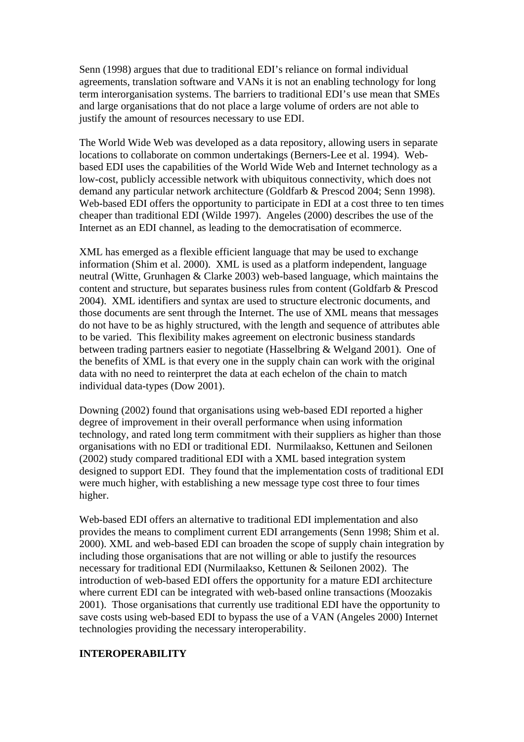Senn (1998) argues that due to traditional EDI's reliance on formal individual agreements, translation software and VANs it is not an enabling technology for long term interorganisation systems. The barriers to traditional EDI's use mean that SMEs and large organisations that do not place a large volume of orders are not able to justify the amount of resources necessary to use EDI.

The World Wide Web was developed as a data repository, allowing users in separate locations to collaborate on common undertakings (Berners-Lee et al. 1994). Web-based EDI uses the capabilities of the World Wide Web and Internet technology as a low-cost, publicly accessible network with ubiquitous connectivity, which does not demand any particular network architecture (Goldfarb & Prescod 2004; Senn 1998). Web-based EDI offers the opportunity to participate in EDI at a cost three to ten times cheaper than traditional EDI (Wilde 1997). Angeles (2000) describes the use of the Internet as an EDI channel, as leading to the democratisation of ecommerce.

XML has emerged as a flexible efficient language that may be used to exchange information (Shim et al. 2000). XML is used as a platform independent, language neutral (Witte, Grunhagen & Clarke 2003) web-based language, which maintains the content and structure, but separates business rules from content (Goldfarb & Prescod 2004). XML identifiers and syntax are used to structure electronic documents, and those documents are sent through the Internet. The use of XML means that messages do not have to be as highly structured, with the length and sequence of attributes able to be varied. This flexibility makes agreement on electronic business standards between trading partners easier to negotiate (Hasselbring & Welgand 2001). One of the benefits of XML is that every one in the supply chain can work with the original data with no need to reinterpret the data at each echelon of the chain to match individual data-types (Dow 2001).

Downing (2002) found that organisations using web-based EDI reported a higher degree of improvement in their overall performance when using information technology, and rated long term commitment with their suppliers as higher than those organisations with no EDI or traditional EDI. Nurmilaakso, Kettunen and Seilonen (2002) study compared traditional EDI with a XML based integration system designed to support EDI. They found that the implementation costs of traditional EDI were much higher, with establishing a new message type cost three to four times higher.

Web-based EDI offers an alternative to traditional EDI implementation and also provides the means to compliment current EDI arrangements (Senn 1998; Shim et al. 2000). XML and web-based EDI can broaden the scope of supply chain integration by including those organisations that are not willing or able to justify the resources necessary for traditional EDI (Nurmilaakso, Kettunen & Seilonen 2002). The introduction of web-based EDI offers the opportunity for a mature EDI architecture where current EDI can be integrated with web-based online transactions (Moozakis 2001). Those organisations that currently use traditional EDI have the opportunity to save costs using web-based EDI to bypass the use of a VAN (Angeles 2000) Internet technologies providing the necessary interoperability.

## INTEROPERABILITY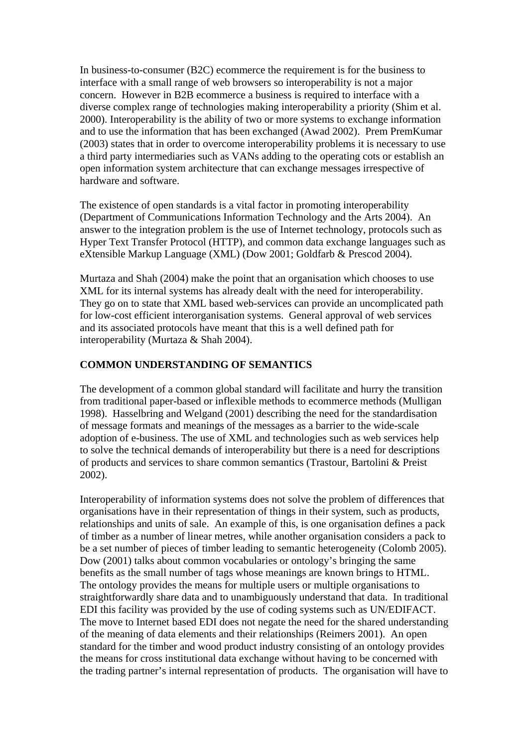In business-to-consumer (B2C) ecommerce the requirement is for the business to interface with a small range of web browsers so interoperability is not a major concern. However in B2B ecommerce a business is required to interface with a diverse complex range of technologies making interoperability a priority (Shim et al. 2000). Interoperability is the ability of two or more systems to exchange information and to use the information that has been exchanged (Awad 2002). Prem PremKumar (2003) states that in order to overcome interoperability problems it is necessary to use a third party intermediaries such as VANs adding to the operating cots or establish an open information system architecture that can exchange messages irrespective of hardware and software.

The existence of open standards is a vital factor in promoting interoperability (Department of Communications Information Technology and the Arts 2004). An answer to the integration problem is the use of Internet technology, protocols such as Hyper Text Transfer Protocol (HTTP), and common data exchange languages such as eXtensible Markup Language (XML) (Dow 2001; Goldfarb & Prescod 2004).

Murtaza and Shah (2004) make the point that an organisation which chooses to use XML for its internal systems has already dealt with the need for interoperability. They go on to state that XML based web-services can provide an uncomplicated path for low-cost efficient interorganisation systems. General approval of web services and its associated protocols have meant that this is a well defined path for interoperability (Murtaza & Shah 2004).

**COMMON UNDERSTANDING OF SEMANTICS**

The development of a common global standard will facilitate and hurry the transition from traditional paper-based or inflexible methods to ecommerce methods (Mulligan 1998). Hasselbring and Welgand (2001) describing the need for the standardisation of message formats and meanings of the messages as a barrier to the wide-scale adoption of e-business. The use of XML and technologies such as web services help to solve the technical demands of interoperability but there is a need for descriptions of products and services to share common semantics (Trastour, Bartolini & Preist 2002).

Interoperability of information systems does not solve the problem of differences that organisations have in their representation of things in their system, such as products, relationships and units of sale. An example of this, is one organisation defines a pack of timber as a number of linear metres, while another organisation considers a pack to be a set number of pieces of timber leading to semantic heterogeneity (Colomb 2005). Dow (2001) talks about common vocabularies or ontology's bringing the same benefits as the small number of tags whose meanings are known brings to HTML. The ontology provides the means for multiple users or multiple organisations to straightforwardly share data and to unambiguously understand that data. In traditional EDI this facility was provided by the use of coding systems such as UN/EDIFACT. The move to Internet based EDI does not negate the need for the shared understanding of the meaning of data elements and their relationships (Reimers 2001). An open standard for the timber and wood product industry consisting of an ontology provides the means for cross institutional data exchange without having to be concerned with the trading partner's internal representation of products. The organisation will have to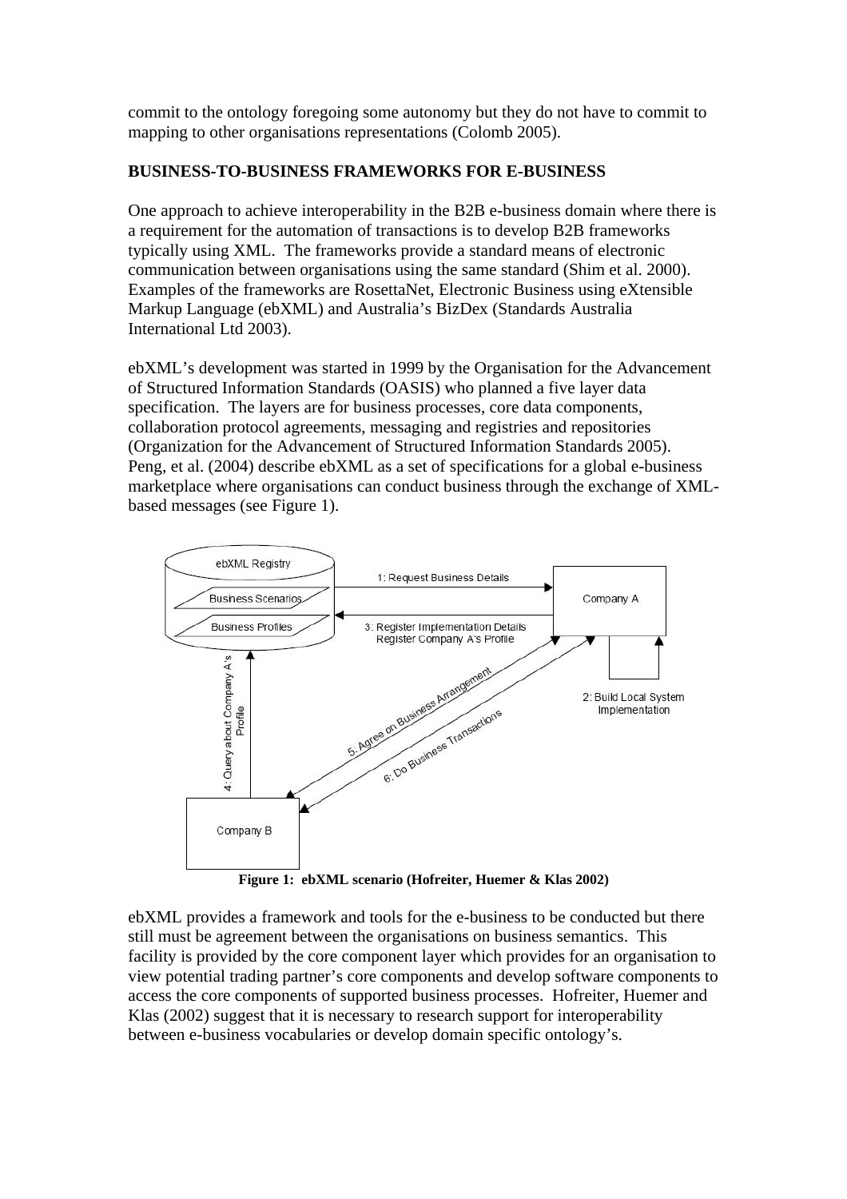commit to the ontology foregoing some autonomy but they do not have to commit to mapping to other organisations representations (Colomb 2005).

## BUSINESS-TO-BUSINESS FRAMEWORKS FOR E-BUSINESS

One approach to achieve interoperability in the B2B e-business domain where there is a requirement for the automation of transactions is to develop B2B frameworks typically using XML. The frameworks provide a standard means of electronic communication between organisations using the same standard (Shim et al. 2000). Examples of the frameworks are RosettaNet, Electronic Business using eXtensible Markup Language (ebXML) and Australia's BizDex (Standards Australia International Ltd 2003).

ebXML's development was started in 1999 by the Organisation for the Advancement of Structured Information Standards (OASIS) who planned a five layer data specification. The layers are for business processes, core data components, collaboration protocol agreements, messaging and registries and repositories (Organization for the Advancement of Structured Information Standards 2005). Peng, et al. (2004) describe ebXML as a set of specifications for a global e-business marketplace where organisations can conduct business through the exchange of XML-based messages (see Figure 1).

**Figure 1: ebXML scenario (Hofreiter, Huemer & Klas 2002)**

ebXML provides a framework and tools for the e-business to be conducted but there still must be agreement between the organisations on business semantics. This facility is provided by the core component layer which provides for an organisation to view potential trading partner's core components and develop software components to access the core components of supported business processes. Hofreiter, Huemer and Klas (2002) suggest that it is necessary to research support for interoperability between e-business vocabularies or develop domain specific ontology's.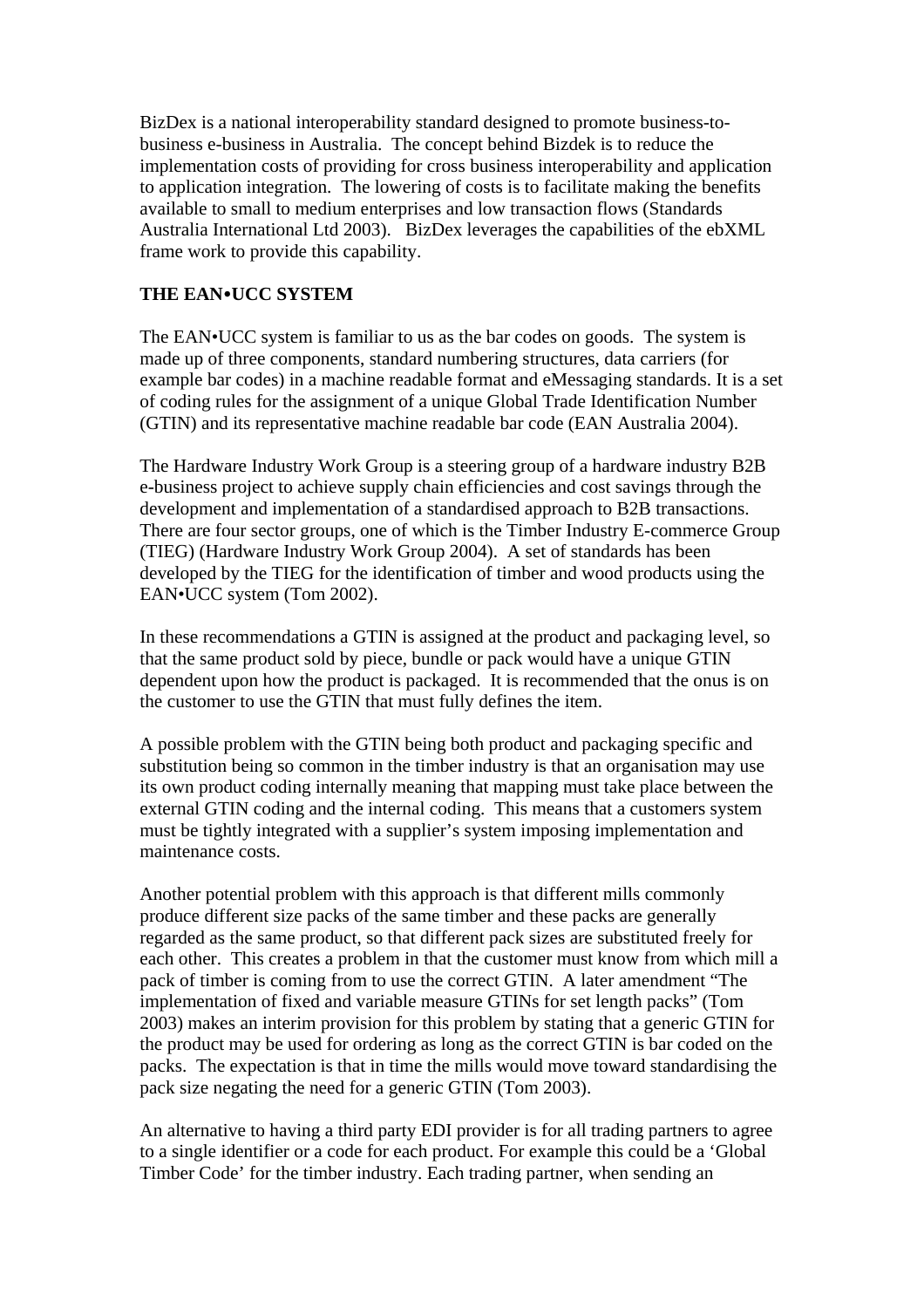BizDex is a national interoperability standard designed to promote business-to-business e-business in Australia. The concept behind Bizdek is to reduce the implementation costs of providing for cross business interoperability and application to application integration. The lowering of costs is to facilitate making the benefits available to small to medium enterprises and low transaction flows (Standards Australia International Ltd 2003). BizDex leverages the capabilities of the ebXML frame work to provide this capability.

## THE EAN•UCC SYSTEM

The EAN•UCC system is familiar to us as the bar codes on goods. The system is made up of three components, standard numbering structures, data carriers (for example bar codes) in a machine readable format and eMessaging standards. It is a set of coding rules for the assignment of a unique Global Trade Identification Number (GTIN) and its representative machine readable bar code (EAN Australia 2004).

The Hardware Industry Work Group is a steering group of a hardware industry B2B e-business project to achieve supply chain efficiencies and cost savings through the development and implementation of a standardised approach to B2B transactions. There are four sector groups, one of which is the Timber Industry E-commerce Group (TIEG) (Hardware Industry Work Group 2004). A set of standards has been developed by the TIEG for the identification of timber and wood products using the EAN•UCC system (Tom 2002).

In these recommendations a GTIN is assigned at the product and packaging level, so that the same product sold by piece, bundle or pack would have a unique GTIN dependent upon how the product is packaged. It is recommended that the onus is on the customer to use the GTIN that must fully defines the item.

A possible problem with the GTIN being both product and packaging specific and substitution being so common in the timber industry is that an organisation may use its own product coding internally meaning that mapping must take place between the external GTIN coding and the internal coding. This means that a customers system must be tightly integrated with a supplier's system imposing implementation and maintenance costs.

Another potential problem with this approach is that different mills commonly produce different size packs of the same timber and these packs are generally regarded as the same product, so that different pack sizes are substituted freely for each other. This creates a problem in that the customer must know from which mill a pack of timber is coming from to use the correct GTIN. A later amendment "The implementation of fixed and variable measure GTINs for set length packs" (Tom 2003) makes an interim provision for this problem by stating that a generic GTIN for the product may be used for ordering as long as the correct GTIN is bar coded on the packs. The expectation is that in time the mills would move toward standardising the pack size negating the need for a generic GTIN (Tom 2003).

An alternative to having a third party EDI provider is for all trading partners to agree to a single identifier or a code for each product. For example this could be a 'Global Timber Code' for the timber industry. Each trading partner, when sending an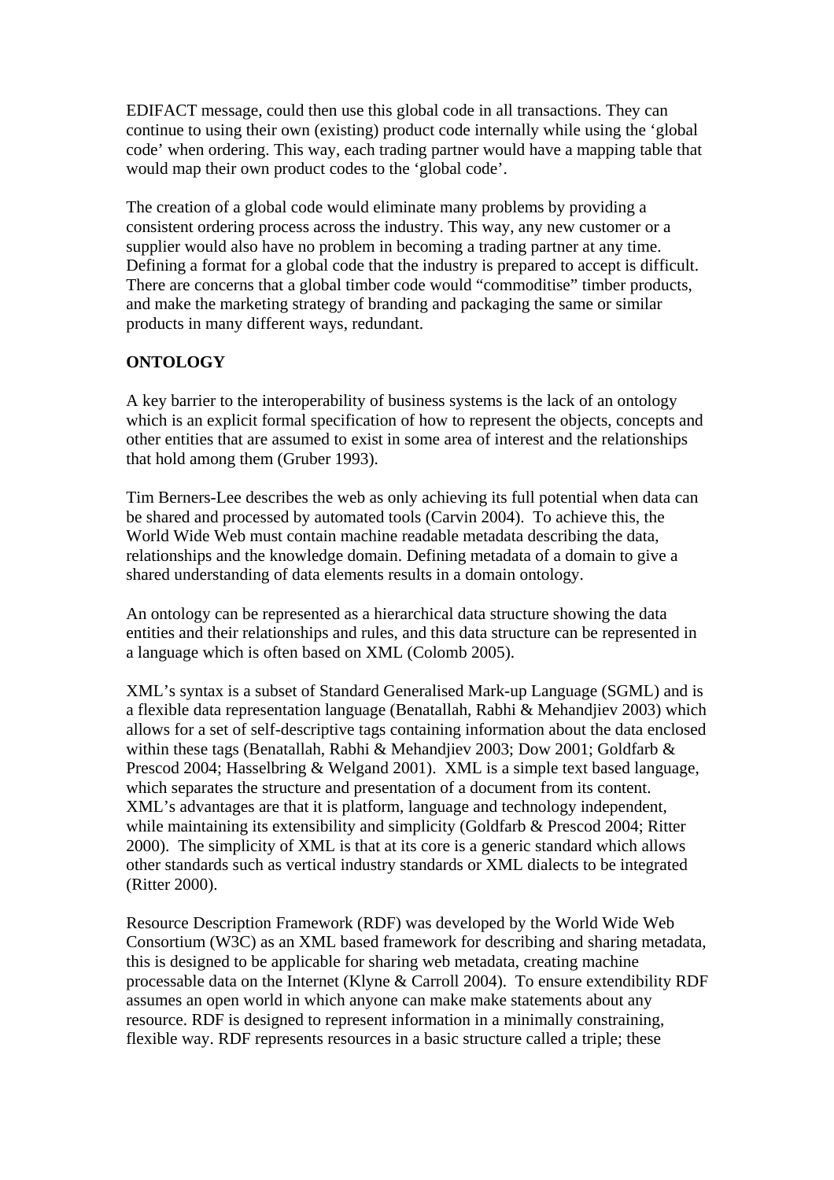EDIFACT message, could then use this global code in all transactions. They can continue to using their own (existing) product code internally while using the 'global code' when ordering. This way, each trading partner would have a mapping table that would map their own product codes to the 'global code'.

The creation of a global code would eliminate many problems by providing a consistent ordering process across the industry. This way, any new customer or a supplier would also have no problem in becoming a trading partner at any time. Defining a format for a global code that the industry is prepared to accept is difficult. There are concerns that a global timber code would "commoditise" timber products, and make the marketing strategy of branding and packaging the same or similar products in many different ways, redundant.

**ONTOLOGY**

A key barrier to the interoperability of business systems is the lack of an ontology which is an explicit formal specification of how to represent the objects, concepts and other entities that are assumed to exist in some area of interest and the relationships that hold among them (Gruber 1993).

Tim Berners-Lee describes the web as only achieving its full potential when data can be shared and processed by automated tools (Carvin 2004). To achieve this, the World Wide Web must contain machine readable metadata describing the data, relationships and the knowledge domain. Defining metadata of a domain to give a shared understanding of data elements results in a domain ontology.

An ontology can be represented as a hierarchical data structure showing the data entities and their relationships and rules, and this data structure can be represented in a language which is often based on XML (Colomb 2005).

XML's syntax is a subset of Standard Generalised Mark-up Language (SGML) and is a flexible data representation language (Benatallah, Rabhi & Mehandjiev 2003) which allows for a set of self-descriptive tags containing information about the data enclosed within these tags (Benatallah, Rabhi & Mehandjiev 2003; Dow 2001; Goldfarb & Prescod 2004; Hasselbring & Welgand 2001). XML is a simple text based language, which separates the structure and presentation of a document from its content. XML's advantages are that it is platform, language and technology independent, while maintaining its extensibility and simplicity (Goldfarb & Prescod 2004; Ritter 2000). The simplicity of XML is that at its core is a generic standard which allows other standards such as vertical industry standards or XML dialects to be integrated (Ritter 2000).

Resource Description Framework (RDF) was developed by the World Wide Web Consortium (W3C) as an XML based framework for describing and sharing metadata, this is designed to be applicable for sharing web metadata, creating machine processable data on the Internet (Klyne & Carroll 2004). To ensure extendibility RDF assumes an open world in which anyone can make make statements about any resource. RDF is designed to represent information in a minimally constraining, flexible way. RDF represents resources in a basic structure called a triple; these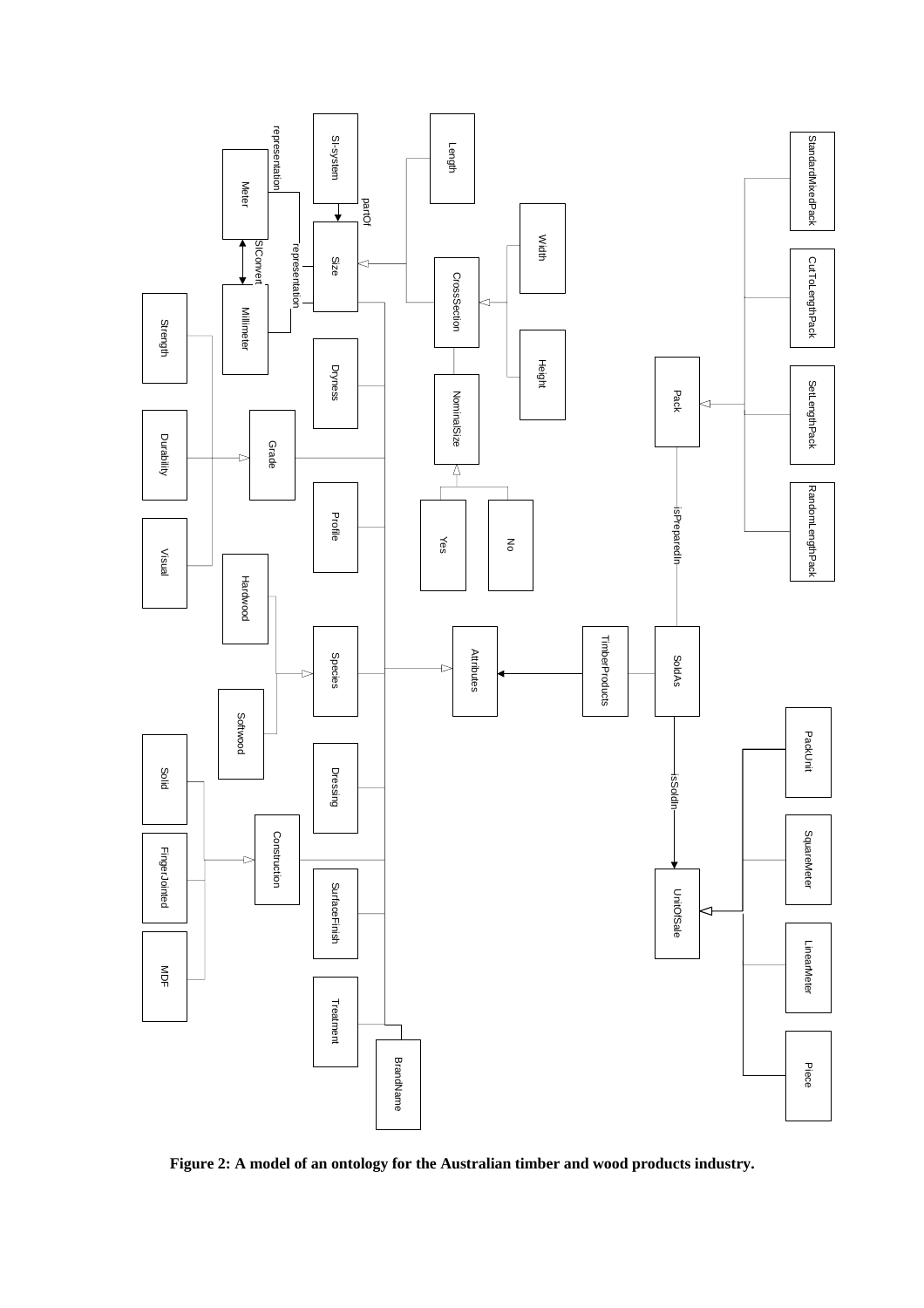**Figure 2: A model of an ontology for the Australian timber and wood products industry.**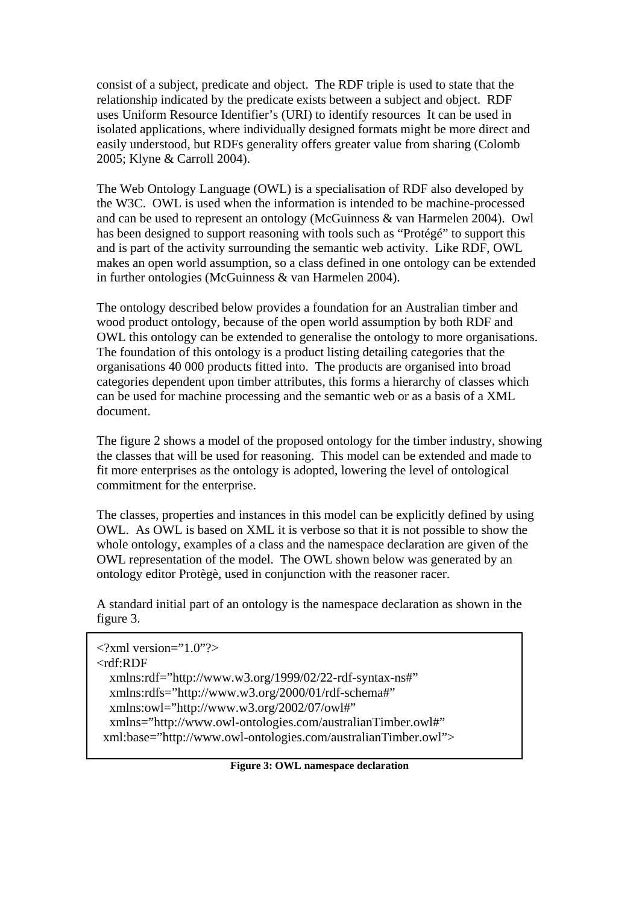consist of a subject, predicate and object. The RDF triple is used to state that the relationship indicated by the predicate exists between a subject and object. RDF uses Uniform Resource Identifier's (URI) to identify resources It can be used in isolated applications, where individually designed formats might be more direct and easily understood, but RDFs generality offers greater value from sharing (Colomb 2005; Klyne & Carroll 2004).

The Web Ontology Language (OWL) is a specialisation of RDF also developed by the W3C. OWL is used when the information is intended to be machine-processed and can be used to represent an ontology (McGuinness & van Harmelen 2004). Owl has been designed to support reasoning with tools such as "Protégé" to support this and is part of the activity surrounding the semantic web activity. Like RDF, OWL makes an open world assumption, so a class defined in one ontology can be extended in further ontologies (McGuinness & van Harmelen 2004).

The ontology described below provides a foundation for an Australian timber and wood product ontology, because of the open world assumption by both RDF and OWL this ontology can be extended to generalise the ontology to more organisations. The foundation of this ontology is a product listing detailing categories that the organisations 40 000 products fitted into. The products are organised into broad categories dependent upon timber attributes, this forms a hierarchy of classes which can be used for machine processing and the semantic web or as a basis of a XML document.

The figure 2 shows a model of the proposed ontology for the timber industry, showing the classes that will be used for reasoning. This model can be extended and made to fit more enterprises as the ontology is adopted, lowering the level of ontological commitment for the enterprise.

The classes, properties and instances in this model can be explicitly defined by using OWL. As OWL is based on XML it is verbose so that it is not possible to show the whole ontology, examples of a class and the namespace declaration are given of the OWL representation of the model. The OWL shown below was generated by an ontology editor Protègè, used in conjunction with the reasoner racer.

A standard initial part of an ontology is the namespace declaration as shown in the figure 3.

```
<?xml version="1.0"?>
<rdf:RDF
   xmlns:rdf="http://www.w3.org/1999/02/22-rdf-syntax-ns#"
   xmlns:rdfs="http://www.w3.org/2000/01/rdf-schema#"
   xmlns:owl="http://www.w3.org/2002/07/owl#"
   xmlns="http://www.owl-ontologies.com/australianTimber.owl#"
  xml:base="http://www.owl-ontologies.com/australianTimber.owl">
```

**Figure 3: OWL namespace declaration**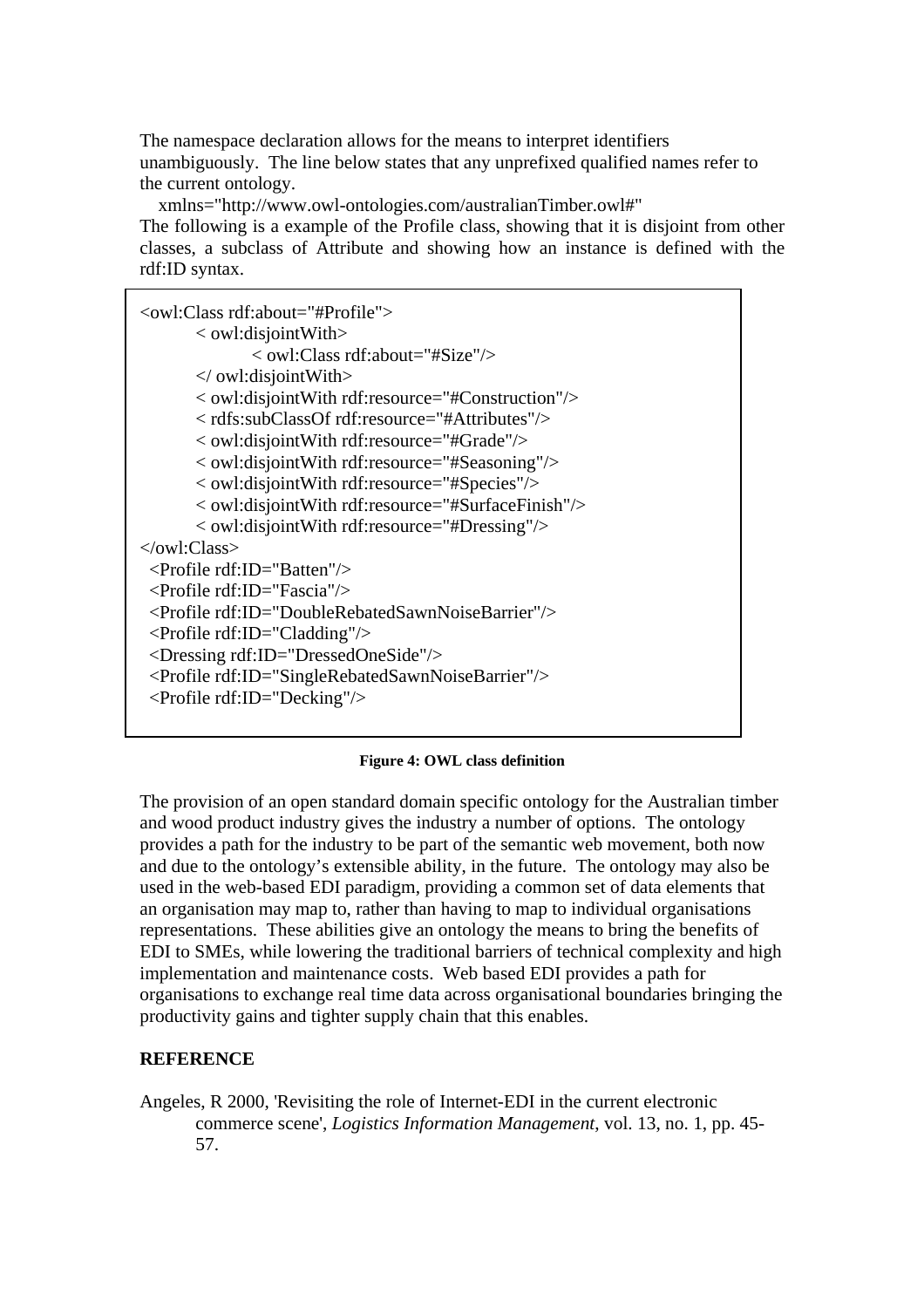The namespace declaration allows for the means to interpret identifiers unambiguously. The line below states that any unprefixed qualified names refer to the current ontology.

```
xmlns="http://www.owl-ontologies.com/australianTimber.owl#"
```

The following is a example of the Profile class, showing that it is disjoint from other classes, a subclass of Attribute and showing how an instance is defined with the rdf:ID syntax.

```
<owl:Class rdf:about="#Profile">
        < owl:disjointWith>
                < owl:Class rdf:about="#Size"/>
        </ owl:disjointWith>
        < owl:disjointWith rdf:resource="#Construction"/>
        < rdfs:subClassOf rdf:resource="#Attributes"/>
        < owl:disjointWith rdf:resource="#Grade"/>
        < owl:disjointWith rdf:resource="#Seasoning"/>
        < owl:disjointWith rdf:resource="#Species"/>
        < owl:disjointWith rdf:resource="#SurfaceFinish"/>
        < owl:disjointWith rdf:resource="#Dressing"/>
</owl:Class>
  <Profile rdf:ID="Batten"/>
  <Profile rdf:ID="Fascia"/>
  <Profile rdf:ID="DoubleRebatedSawnNoiseBarrier"/>
  <Profile rdf:ID="Cladding"/>
  <Dressing rdf:ID="DressedOneSide"/>
  <Profile rdf:ID="SingleRebatedSawnNoiseBarrier"/>
  <Profile rdf:ID="Decking"/>
```

**Figure 4: OWL class definition**

The provision of an open standard domain specific ontology for the Australian timber and wood product industry gives the industry a number of options. The ontology provides a path for the industry to be part of the semantic web movement, both now and due to the ontology's extensible ability, in the future. The ontology may also be used in the web-based EDI paradigm, providing a common set of data elements that an organisation may map to, rather than having to map to individual organisations representations. These abilities give an ontology the means to bring the benefits of EDI to SMEs, while lowering the traditional barriers of technical complexity and high implementation and maintenance costs. Web based EDI provides a path for organisations to exchange real time data across organisational boundaries bringing the productivity gains and tighter supply chain that this enables.

## REFERENCE

Angeles, R 2000, 'Revisiting the role of Internet-EDI in the current electronic commerce scene', *Logistics Information Management*, vol. 13, no. 1, pp. 45-57.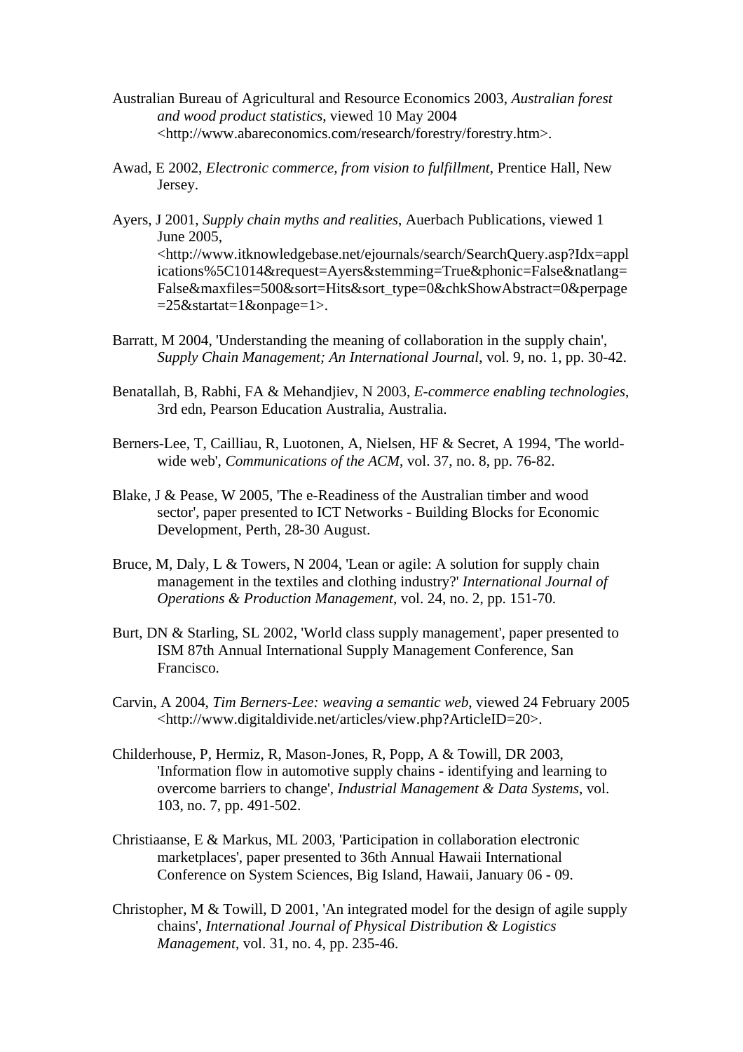Australian Bureau of Agricultural and Resource Economics 2003, *Australian forest and wood product statistics*, viewed 10 May 2004 <http://www.abareconomics.com/research/forestry/forestry.htm>.

Awad, E 2002, *Electronic commerce, from vision to fulfillment*, Prentice Hall, New Jersey.

Ayers, J 2001, *Supply chain myths and realities*, Auerbach Publications, viewed 1 June 2005, <http://www.itknowledgebase.net/ejournals/search/SearchQuery.asp?Idx=applications%5C1014&request=Ayers&stemming=True&phonic=False&natlang=False&maxfiles=500&sort=Hits&sort_type=0&chkShowAbstract=0&perpage=25&startat=1&onpage=1>.

Barratt, M 2004, 'Understanding the meaning of collaboration in the supply chain', *Supply Chain Management; An International Journal*, vol. 9, no. 1, pp. 30-42.

Benatallah, B, Rabhi, FA & Mehandjiev, N 2003, *E-commerce enabling technologies*, 3rd edn, Pearson Education Australia, Australia.

Berners-Lee, T, Cailliau, R, Luotonen, A, Nielsen, HF & Secret, A 1994, 'The world-wide web', *Communications of the ACM*, vol. 37, no. 8, pp. 76-82.

Blake, J & Pease, W 2005, 'The e-Readiness of the Australian timber and wood sector', paper presented to ICT Networks - Building Blocks for Economic Development, Perth, 28-30 August.

Bruce, M, Daly, L & Towers, N 2004, 'Lean or agile: A solution for supply chain management in the textiles and clothing industry?' *International Journal of Operations & Production Management*, vol. 24, no. 2, pp. 151-70.

Burt, DN & Starling, SL 2002, 'World class supply management', paper presented to ISM 87th Annual International Supply Management Conference, San Francisco.

Carvin, A 2004, *Tim Berners-Lee: weaving a semantic web*, viewed 24 February 2005 <http://www.digitaldivide.net/articles/view.php?ArticleID=20>.

Childerhouse, P, Hermiz, R, Mason-Jones, R, Popp, A & Towill, DR 2003, 'Information flow in automotive supply chains - identifying and learning to overcome barriers to change', *Industrial Management & Data Systems*, vol. 103, no. 7, pp. 491-502.

Christiaanse, E & Markus, ML 2003, 'Participation in collaboration electronic marketplaces', paper presented to 36th Annual Hawaii International Conference on System Sciences, Big Island, Hawaii, January 06 - 09.

Christopher, M & Towill, D 2001, 'An integrated model for the design of agile supply chains', *International Journal of Physical Distribution & Logistics Management*, vol. 31, no. 4, pp. 235-46.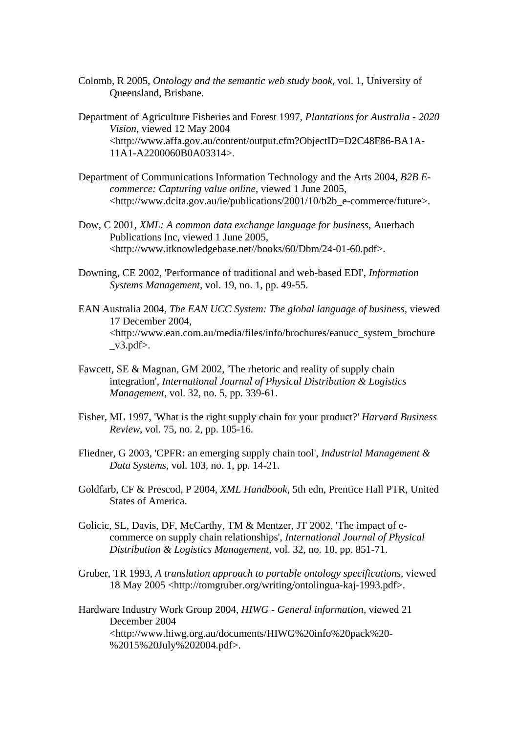Colomb, R 2005, *Ontology and the semantic web study book*, vol. 1, University of Queensland, Brisbane.

Department of Agriculture Fisheries and Forest 1997, *Plantations for Australia - 2020 Vision*, viewed 12 May 2004 <http://www.affa.gov.au/content/output.cfm?ObjectID=D2C48F86-BA1A-11A1-A2200060B0A03314>.

Department of Communications Information Technology and the Arts 2004, *B2B E-commerce: Capturing value online*, viewed 1 June 2005, <http://www.dcita.gov.au/ie/publications/2001/10/b2b_e-commerce/future>.

Dow, C 2001, *XML: A common data exchange language for business*, Auerbach Publications Inc, viewed 1 June 2005, <http://www.itknowledgebase.net//books/60/Dbm/24-01-60.pdf>.

Downing, CE 2002, 'Performance of traditional and web-based EDI', *Information Systems Management*, vol. 19, no. 1, pp. 49-55.

EAN Australia 2004, *The EAN UCC System: The global language of business*, viewed 17 December 2004, <http://www.ean.com.au/media/files/info/brochures/eanucc_system_brochure_v3.pdf>.

Fawcett, SE & Magnan, GM 2002, 'The rhetoric and reality of supply chain integration', *International Journal of Physical Distribution & Logistics Management*, vol. 32, no. 5, pp. 339-61.

Fisher, ML 1997, 'What is the right supply chain for your product?' *Harvard Business Review*, vol. 75, no. 2, pp. 105-16.

Fliedner, G 2003, 'CPFR: an emerging supply chain tool', *Industrial Management & Data Systems*, vol. 103, no. 1, pp. 14-21.

Goldfarb, CF & Prescod, P 2004, *XML Handbook*, 5th edn, Prentice Hall PTR, United States of America.

Golicic, SL, Davis, DF, McCarthy, TM & Mentzer, JT 2002, 'The impact of e-commerce on supply chain relationships', *International Journal of Physical Distribution & Logistics Management*, vol. 32, no. 10, pp. 851-71.

Gruber, TR 1993, *A translation approach to portable ontology specifications*, viewed 18 May 2005 <http://tomgruber.org/writing/ontolingua-kaj-1993.pdf>.

Hardware Industry Work Group 2004, *HIWG - General information*, viewed 21 December 2004 <http://www.hiwg.org.au/documents/HIWG%20info%20pack%20-%2015%20July%202004.pdf>.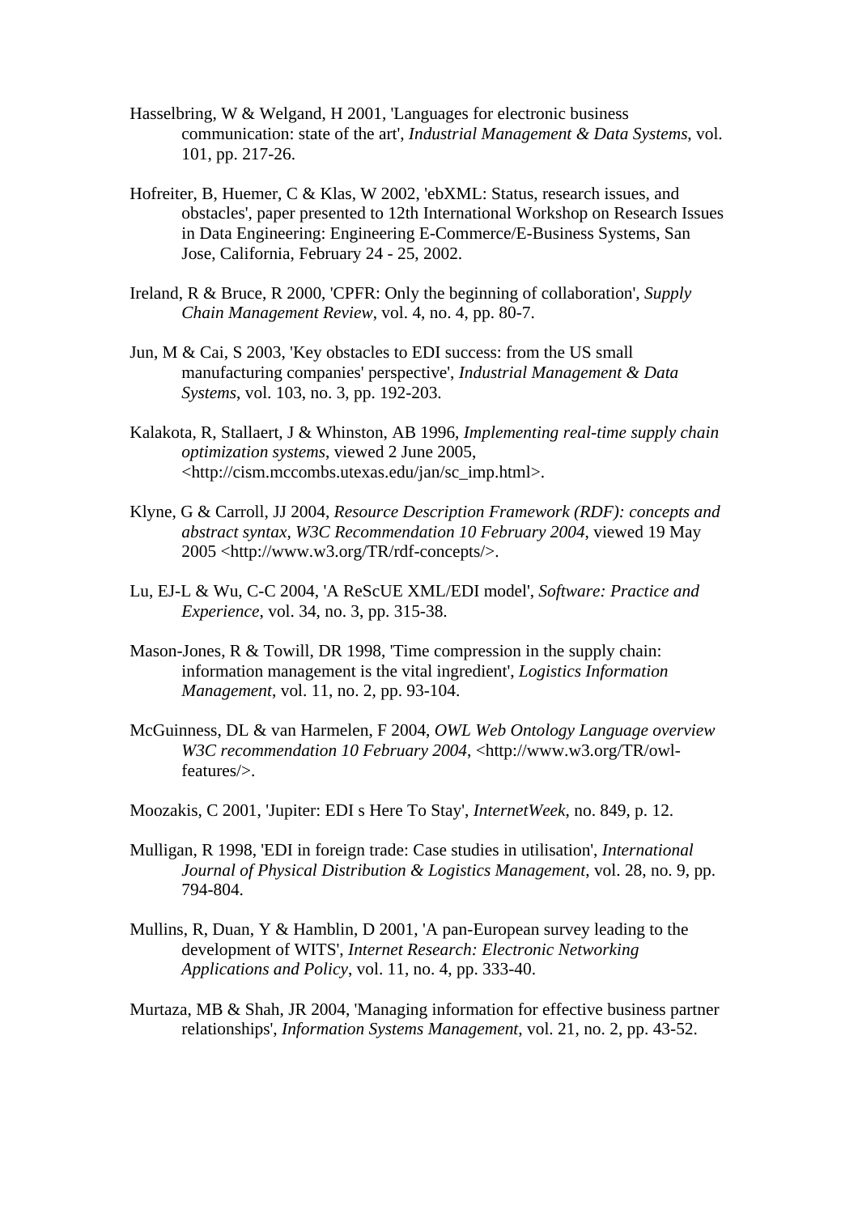Hasselbring, W & Welgand, H 2001, 'Languages for electronic business communication: state of the art', *Industrial Management & Data Systems*, vol. 101, pp. 217-26.

Hofreiter, B, Huemer, C & Klas, W 2002, 'ebXML: Status, research issues, and obstacles', paper presented to 12th International Workshop on Research Issues in Data Engineering: Engineering E-Commerce/E-Business Systems, San Jose, California, February 24 - 25, 2002.

Ireland, R & Bruce, R 2000, 'CPFR: Only the beginning of collaboration', *Supply Chain Management Review*, vol. 4, no. 4, pp. 80-7.

Jun, M & Cai, S 2003, 'Key obstacles to EDI success: from the US small manufacturing companies' perspective', *Industrial Management & Data Systems*, vol. 103, no. 3, pp. 192-203.

Kalakota, R, Stallaert, J & Whinston, AB 1996, *Implementing real-time supply chain optimization systems*, viewed 2 June 2005, <http://cism.mccombs.utexas.edu/jan/sc_imp.html>.

Klyne, G & Carroll, JJ 2004, *Resource Description Framework (RDF): concepts and abstract syntax, W3C Recommendation 10 February 2004*, viewed 19 May 2005 <http://www.w3.org/TR/rdf-concepts/>.

Lu, EJ-L & Wu, C-C 2004, 'A ReScUE XML/EDI model', *Software: Practice and Experience*, vol. 34, no. 3, pp. 315-38.

Mason-Jones, R & Towill, DR 1998, 'Time compression in the supply chain: information management is the vital ingredient', *Logistics Information Management*, vol. 11, no. 2, pp. 93-104.

McGuinness, DL & van Harmelen, F 2004, *OWL Web Ontology Language overview W3C recommendation 10 February 2004*, <http://www.w3.org/TR/owl-features/>.

Moozakis, C 2001, 'Jupiter: EDI s Here To Stay', *InternetWeek*, no. 849, p. 12.

Mulligan, R 1998, 'EDI in foreign trade: Case studies in utilisation', *International Journal of Physical Distribution & Logistics Management*, vol. 28, no. 9, pp. 794-804.

Mullins, R, Duan, Y & Hamblin, D 2001, 'A pan-European survey leading to the development of WITS', *Internet Research: Electronic Networking Applications and Policy*, vol. 11, no. 4, pp. 333-40.

Murtaza, MB & Shah, JR 2004, 'Managing information for effective business partner relationships', *Information Systems Management*, vol. 21, no. 2, pp. 43-52.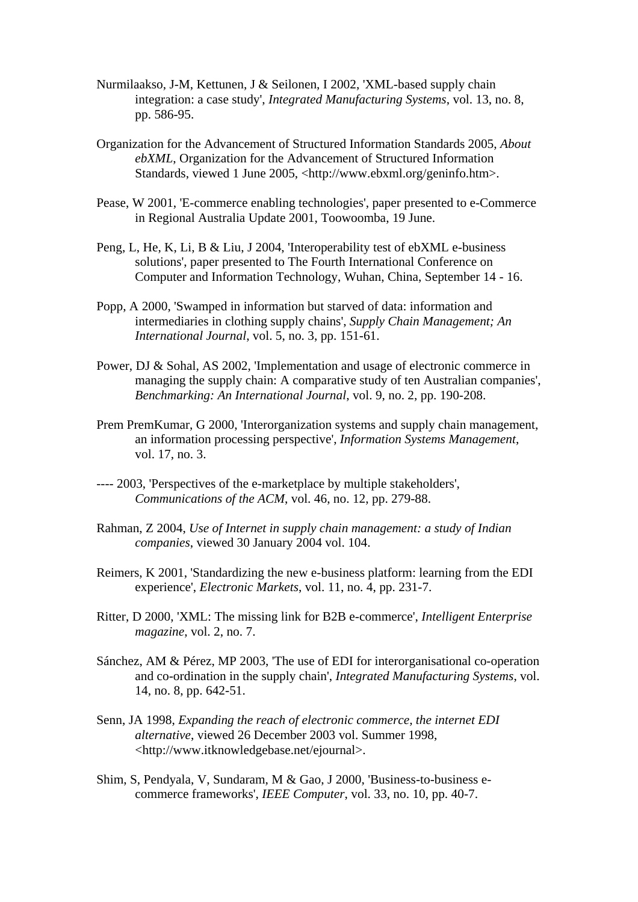Nurmilaakso, J-M, Kettunen, J & Seilonen, I 2002, 'XML-based supply chain integration: a case study', *Integrated Manufacturing Systems*, vol. 13, no. 8, pp. 586-95.

Organization for the Advancement of Structured Information Standards 2005, *About ebXML*, Organization for the Advancement of Structured Information Standards, viewed 1 June 2005, <http://www.ebxml.org/geninfo.htm>.

Pease, W 2001, 'E-commerce enabling technologies', paper presented to e-Commerce in Regional Australia Update 2001, Toowoomba, 19 June.

Peng, L, He, K, Li, B & Liu, J 2004, 'Interoperability test of ebXML e-business solutions', paper presented to The Fourth International Conference on Computer and Information Technology, Wuhan, China, September 14 - 16.

Popp, A 2000, 'Swamped in information but starved of data: information and intermediaries in clothing supply chains', *Supply Chain Management; An International Journal*, vol. 5, no. 3, pp. 151-61.

Power, DJ & Sohal, AS 2002, 'Implementation and usage of electronic commerce in managing the supply chain: A comparative study of ten Australian companies', *Benchmarking: An International Journal*, vol. 9, no. 2, pp. 190-208.

Prem PremKumar, G 2000, 'Interorganization systems and supply chain management, an information processing perspective', *Information Systems Management*, vol. 17, no. 3.

---- 2003, 'Perspectives of the e-marketplace by multiple stakeholders', *Communications of the ACM*, vol. 46, no. 12, pp. 279-88.

Rahman, Z 2004, *Use of Internet in supply chain management: a study of Indian companies*, viewed 30 January 2004 vol. 104.

Reimers, K 2001, 'Standardizing the new e-business platform: learning from the EDI experience', *Electronic Markets*, vol. 11, no. 4, pp. 231-7.

Ritter, D 2000, 'XML: The missing link for B2B e-commerce', *Intelligent Enterprise magazine*, vol. 2, no. 7.

Sánchez, AM & Pérez, MP 2003, 'The use of EDI for interorganisational co-operation and co-ordination in the supply chain', *Integrated Manufacturing Systems*, vol. 14, no. 8, pp. 642-51.

Senn, JA 1998, *Expanding the reach of electronic commerce, the internet EDI alternative*, viewed 26 December 2003 vol. Summer 1998, <http://www.itknowledgebase.net/ejournal>.

Shim, S, Pendyala, V, Sundaram, M & Gao, J 2000, 'Business-to-business e-commerce frameworks', *IEEE Computer*, vol. 33, no. 10, pp. 40-7.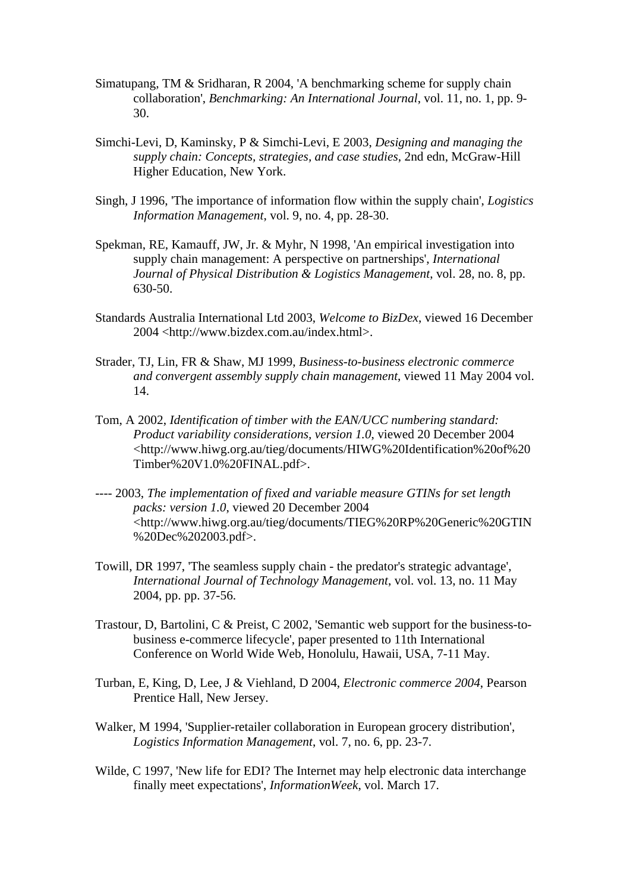Simatupang, TM & Sridharan, R 2004, 'A benchmarking scheme for supply chain collaboration', *Benchmarking: An International Journal*, vol. 11, no. 1, pp. 9-30.

Simchi-Levi, D, Kaminsky, P & Simchi-Levi, E 2003, *Designing and managing the supply chain: Concepts, strategies, and case studies*, 2nd edn, McGraw-Hill Higher Education, New York.

Singh, J 1996, 'The importance of information flow within the supply chain', *Logistics Information Management*, vol. 9, no. 4, pp. 28-30.

Spekman, RE, Kamauff, JW, Jr. & Myhr, N 1998, 'An empirical investigation into supply chain management: A perspective on partnerships', *International Journal of Physical Distribution & Logistics Management*, vol. 28, no. 8, pp. 630-50.

Standards Australia International Ltd 2003, *Welcome to BizDex*, viewed 16 December 2004 <http://www.bizdex.com.au/index.html>.

Strader, TJ, Lin, FR & Shaw, MJ 1999, *Business-to-business electronic commerce and convergent assembly supply chain management*, viewed 11 May 2004 vol. 14.

Tom, A 2002, *Identification of timber with the EAN/UCC numbering standard: Product variability considerations, version 1.0*, viewed 20 December 2004 <http://www.hiwg.org.au/tieg/documents/HIWG%20Identification%20of%20Timber%20V1.0%20FINAL.pdf>.

---- 2003, *The implementation of fixed and variable measure GTINs for set length packs: version 1.0*, viewed 20 December 2004 <http://www.hiwg.org.au/tieg/documents/TIEG%20RP%20Generic%20GTIN%20Dec%202003.pdf>.

Towill, DR 1997, 'The seamless supply chain - the predator's strategic advantage', *International Journal of Technology Management*, vol. vol. 13, no. 11 May 2004, pp. pp. 37-56.

Trastour, D, Bartolini, C & Preist, C 2002, 'Semantic web support for the business-to-business e-commerce lifecycle', paper presented to 11th International Conference on World Wide Web, Honolulu, Hawaii, USA, 7-11 May.

Turban, E, King, D, Lee, J & Viehland, D 2004, *Electronic commerce 2004*, Pearson Prentice Hall, New Jersey.

Walker, M 1994, 'Supplier-retailer collaboration in European grocery distribution', *Logistics Information Management*, vol. 7, no. 6, pp. 23-7.

Wilde, C 1997, 'New life for EDI? The Internet may help electronic data interchange finally meet expectations', *InformationWeek*, vol. March 17.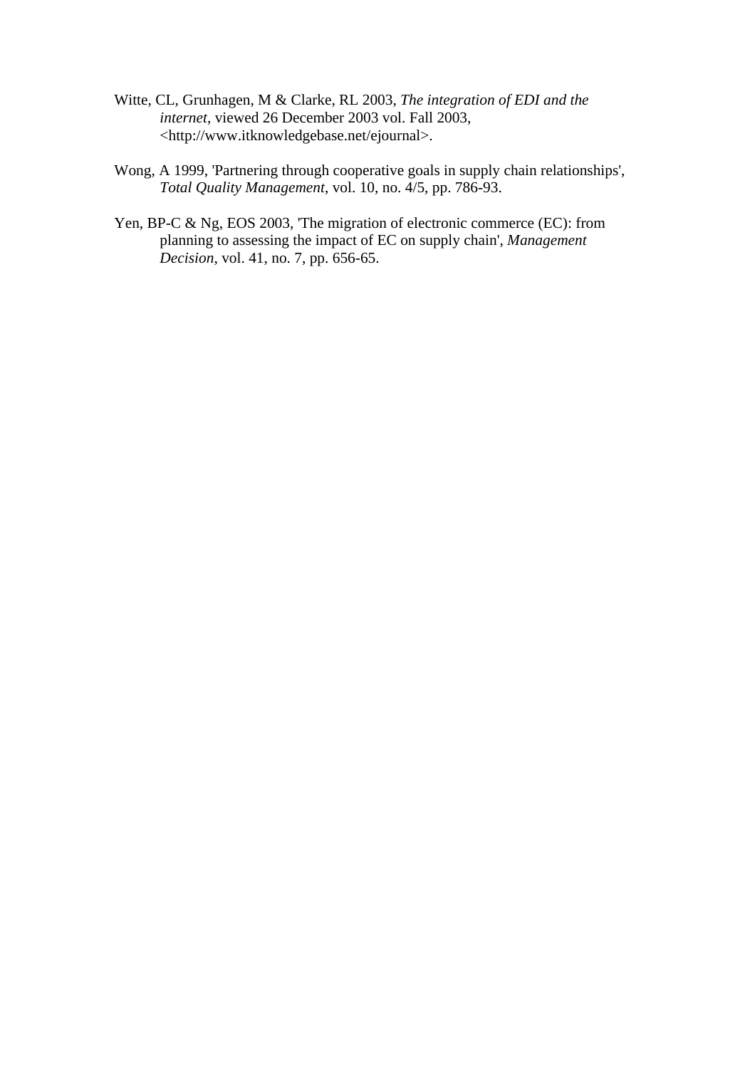Witte, CL, Grunhagen, M & Clarke, RL 2003, *The integration of EDI and the internet*, viewed 26 December 2003 vol. Fall 2003, <http://www.itknowledgebase.net/ejournal>.

Wong, A 1999, 'Partnering through cooperative goals in supply chain relationships', *Total Quality Management*, vol. 10, no. 4/5, pp. 786-93.

Yen, BP-C & Ng, EOS 2003, 'The migration of electronic commerce (EC): from planning to assessing the impact of EC on supply chain', *Management Decision*, vol. 41, no. 7, pp. 656-65.